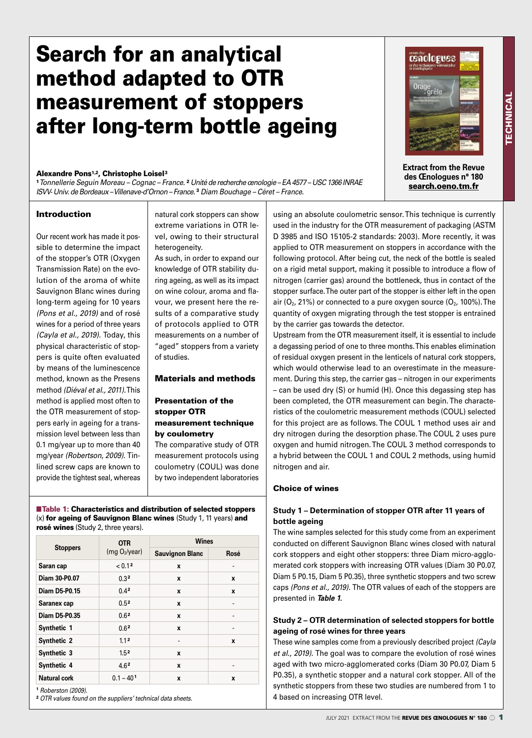# Search for an analytical method adapted to OTR measurement of stoppers after long-term bottle ageing

**Alexandre Pons[1,2], Christophe Loisel[3]**

[1] *Tonnellerie Seguin Moreau – Cognac – France.* [2] *Unité de recherche œnologie – EA 4577 – USC 1366 INRAE ISVV- Univ. de Bordeaux – Villenave-d'Ornon – France.* [3] *Diam Bouchage – Céret – France.*

**Extract from the Revue des Œnologues n° 180**
**search.oeno.tm.fr**

## Introduction

Our recent work has made it possible to determine the impact of the stopper's OTR (Oxygen Transmission Rate) on the evolution of the aroma of white Sauvignon Blanc wines during long-term ageing for 10 years *(Pons et al., 2019)* and of rosé wines for a period of three years *(Cayla et al., 2019).* Today, this physical characteristic of stoppers is quite often evaluated by means of the luminescence method, known as the Presens method *(Diéval et al., 2011).* This method is applied most often to the OTR measurement of stoppers early in ageing for a transmission level between less than 0.1 mg/year up to more than 40 mg/year *(Robertson, 2009).* Tin-lined screw caps are known to provide the tightest seal, whereas natural cork stoppers can show extreme variations in OTR level, owing to their structural heterogeneity.

As such, in order to expand our knowledge of OTR stability during ageing, as well as its impact on wine colour, aroma and flavour, we present here the results of a comparative study of protocols applied to OTR measurements on a number of "aged" stoppers from a variety of studies.

## Materials and methods

### Presentation of the stopper OTR measurement technique by coulometry

The comparative study of OTR measurement protocols using coulometry (COUL) was done by two independent laboratories using an absolute coulometric sensor. This technique is currently used in the industry for the OTR measurement of packaging (ASTM D 3985 and ISO 15105-2 standards: 2003). More recently, it was applied to OTR measurement on stoppers in accordance with the following protocol. After being cut, the neck of the bottle is sealed on a rigid metal support, making it possible to introduce a flow of nitrogen (carrier gas) around the bottleneck, thus in contact of the stopper surface. The outer part of the stopper is either left in the open air ($O_2$, 21%) or connected to a pure oxygen source ($O_2$, 100%). The quantity of oxygen migrating through the test stopper is entrained by the carrier gas towards the detector.

Upstream from the OTR measurement itself, it is essential to include a degassing period of one to three months. This enables elimination of residual oxygen present in the lenticels of natural cork stoppers, which would otherwise lead to an overestimate in the measurement. During this step, the carrier gas – nitrogen in our experiments – can be used dry (S) or humid (H). Once this degassing step has been completed, the OTR measurement can begin. The characteristics of the coulometric measurement methods (COUL) selected for this project are as follows. The COUL 1 method uses air and dry nitrogen during the desorption phase. The COUL 2 uses pure oxygen and humid nitrogen. The COUL 3 method corresponds to a hybrid between the COUL 1 and COUL 2 methods, using humid nitrogen and air.

### Choice of wines

#### Study 1 – Determination of stopper OTR after 11 years of bottle ageing

The wine samples selected for this study come from an experiment conducted on different Sauvignon Blanc wines closed with natural cork stoppers and eight other stoppers: three Diam micro-agglomerated cork stoppers with increasing OTR values (Diam 30 P0.07, Diam 5 P0.15, Diam 5 P0.35), three synthetic stoppers and two screw caps *(Pons et al., 2019).* The OTR values of each of the stoppers are presented in ***Table 1.***

#### Study 2 – OTR determination of selected stoppers for bottle ageing of rosé wines for three years

These wine samples come from a previously described project *(Cayla et al., 2019).* The goal was to compare the evolution of rosé wines aged with two micro-agglomerated corks (Diam 30 P0.07, Diam 5 P0.35), a synthetic stopper and a natural cork stopper. All of the synthetic stoppers from these two studies are numbered from 1 to 4 based on increasing OTR level.

**Table 1: Characteristics and distribution of selected stoppers** (x) **for ageing of Sauvignon Blanc wines** (Study 1, 11 years) **and rosé wines** (Study 2, three years).

| Stoppers | OTR (mg $O_2$/year) | Wines | |
|---|---|---|---|
| | | Sauvignon Blanc | Rosé |
| Saran cap | < 0.1[2] | x | - |
| Diam 30-P0.07 | 0.3[2] | x | x |
| Diam D5-P0.15 | 0.4[2] | x | x |
| Saranex cap | 0.5[2] | x | - |
| Diam D5-P0.35 | 0.6[2] | x | - |
| Synthetic 1 | 0.6[2] | x | - |
| Synthetic 2 | 1.1[2] | - | x |
| Synthetic 3 | 1.5[2] | x | |
| Synthetic 4 | 4.6[2] | x | - |
| Natural cork | 0.1 – 40[1] | x | x |

[1] *Roberston (2009).*
[2] *OTR values found on the suppliers' technical data sheets.*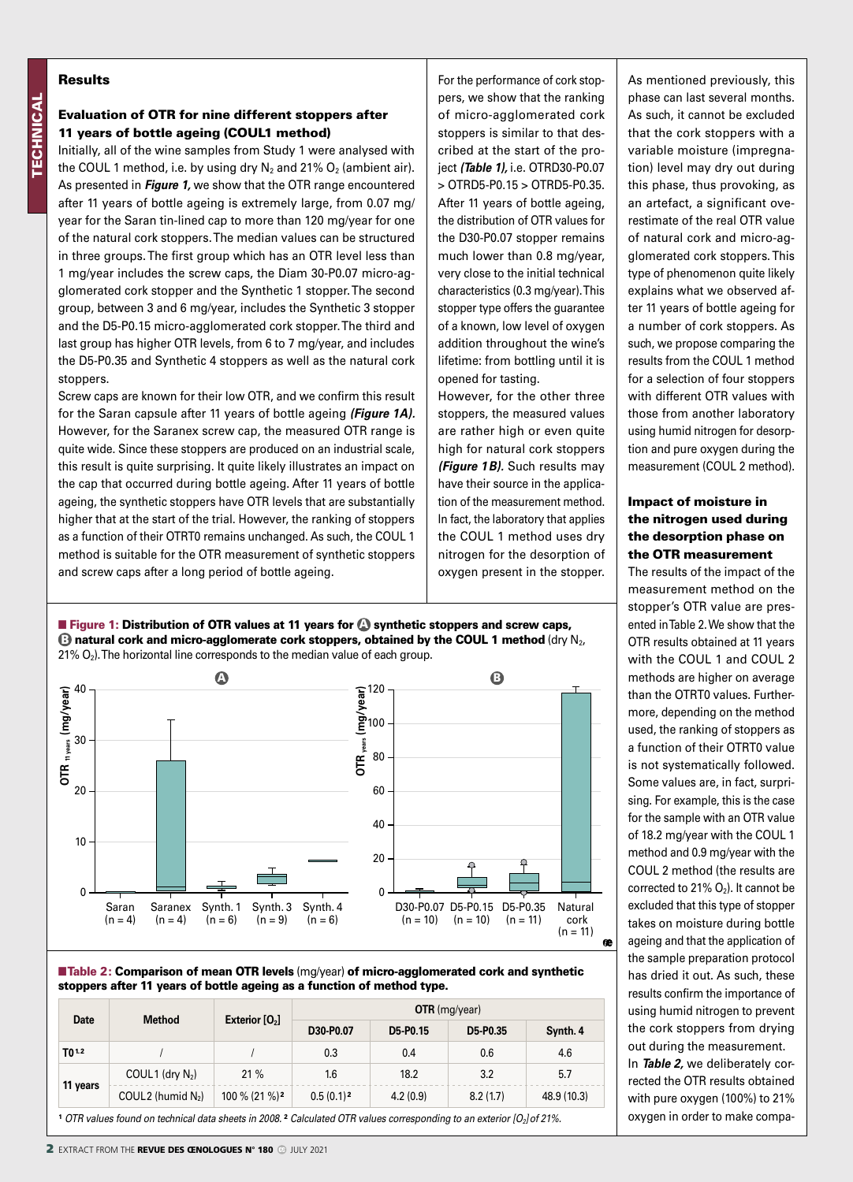## Results

### Evaluation of OTR for nine different stoppers after 11 years of bottle ageing (COUL1 method)

Initially, all of the wine samples from Study 1 were analysed with the COUL 1 method, i.e. by using dry $N_2$ and 21% $O_2$ (ambient air). As presented in ***Figure 1,*** we show that the OTR range encountered after 11 years of bottle ageing is extremely large, from 0.07 mg/year for the Saran tin-lined cap to more than 120 mg/year for one of the natural cork stoppers. The median values can be structured in three groups. The first group which has an OTR level less than 1 mg/year includes the screw caps, the Diam 30-P0.07 micro-agglomerated cork stopper and the Synthetic 1 stopper. The second group, between 3 and 6 mg/year, includes the Synthetic 3 stopper and the D5-P0.15 micro-agglomerated cork stopper. The third and last group has higher OTR levels, from 6 to 7 mg/year, and includes the D5-P0.35 and Synthetic 4 stoppers as well as the natural cork stoppers.

Screw caps are known for their low OTR, and we confirm this result for the Saran capsule after 11 years of bottle ageing ***(Figure 1A).*** However, for the Saranex screw cap, the measured OTR range is quite wide. Since these stoppers are produced on an industrial scale, this result is quite surprising. It quite likely illustrates an impact on the cap that occurred during bottle ageing. After 11 years of bottle ageing, the synthetic stoppers have OTR levels that are substantially higher that at the start of the trial. However, the ranking of stoppers as a function of their OTRT0 remains unchanged. As such, the COUL 1 method is suitable for the OTR measurement of synthetic stoppers and screw caps after a long period of bottle ageing.

For the performance of cork stoppers, we show that the ranking of micro-agglomerated cork stoppers is similar to that described at the start of the project ***(Table 1),*** i.e. OTRD30-P0.07 > OTRD5-P0.15 > OTRD5-P0.35. After 11 years of bottle ageing, the distribution of OTR values for the D30-P0.07 stopper remains much lower than 0.8 mg/year, very close to the initial technical characteristics (0.3 mg/year). This stopper type offers the guarantee of a known, low level of oxygen addition throughout the wine's lifetime: from bottling until it is opened for tasting.

However, for the other three stoppers, the measured values are rather high or even quite high for natural cork stoppers ***(Figure 1B).*** Such results may have their source in the application of the measurement method. In fact, the laboratory that applies the COUL 1 method uses dry nitrogen for the desorption of oxygen present in the stopper. As mentioned previously, this phase can last several months. As such, it cannot be excluded that the cork stoppers with a variable moisture (impregnation) level may dry out during this phase, thus provoking, as an artefact, a significant overestimate of the real OTR value of natural cork and micro-agglomerated cork stoppers. This type of phenomenon quite likely explains what we observed after 11 years of bottle ageing for a number of cork stoppers. As such, we propose comparing the results from the COUL 1 method for a selection of four stoppers with different OTR values with those from another laboratory using humid nitrogen for desorption and pure oxygen during the measurement (COUL 2 method).

**Figure 1: Distribution of OTR values at 11 years for (A) synthetic stoppers and screw caps, (B) natural cork and micro-agglomerate cork stoppers, obtained by the COUL 1 method** (dry $N_2$, 21% $O_2$). The horizontal line corresponds to the median value of each group.

### Impact of moisture in the nitrogen used during the desorption phase on the OTR measurement

The results of the impact of the measurement method on the stopper's OTR value are presented in Table 2. We show that the OTR results obtained at 11 years with the COUL 1 and COUL 2 methods are higher on average than the OTRT0 values. Furthermore, depending on the method used, the ranking of stoppers as a function of their OTRT0 value is not systematically followed. Some values are, in fact, surprising. For example, this is the case for the sample with an OTR value of 18.2 mg/year with the COUL 1 method and 0.9 mg/year with the COUL 2 method (the results are corrected to 21% $O_2$). It cannot be excluded that this type of stopper takes on moisture during bottle ageing and that the application of the sample preparation protocol has dried it out. As such, these results confirm the importance of using humid nitrogen to prevent the cork stoppers from drying out during the measurement.

In ***Table 2,*** we deliberately corrected the OTR results obtained with pure oxygen (100%) to 21% oxygen in order to make compa-

**Table 2: Comparison of mean OTR levels** (mg/year) **of micro-agglomerated cork and synthetic stoppers after 11 years of bottle ageing as a function of method type.**

| Date | Method | Exterior [$O_2$] | OTR (mg/year) | | | |
|---|---|---|---|---|---|---|
| | | | D30-P0.07 | D5-P0.15 | D5-P0.35 | Synth. 4 |
| T0 [1,2] | / | / | 0.3 | 0.4 | 0.6 | 4.6 |
| 11 years | COUL1 (dry $N_2$) | 21 % | 1.6 | 18.2 | 3.2 | 5.7 |
| | COUL2 (humid $N_2$) | 100 % (21 %)[2] | 0.5 (0.1)[2] | 4.2 (0.9) | 8.2 (1.7) | 48.9 (10.3) |

[1] *OTR values found on technical data sheets in 2008.* [2] *Calculated OTR values corresponding to an exterior [$O_2$] of 21%.*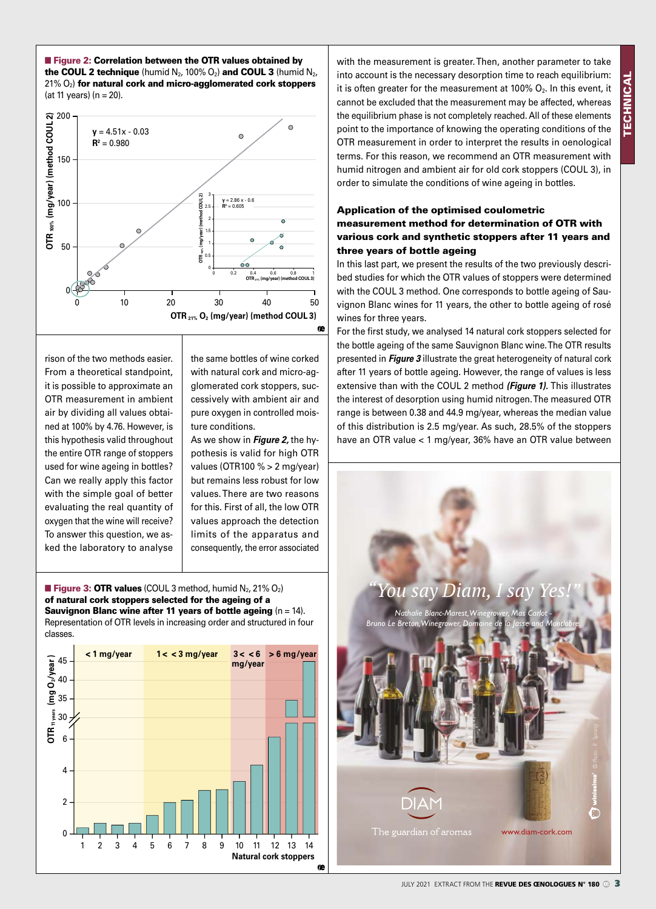■ **Figure 2: Correlation between the OTR values obtained by the COUL 2 technique** (humid $N_2$, 100% $O_2$) **and COUL 3** (humid $N_2$, 21% $O_2$) **for natural cork and micro-agglomerated cork stoppers** (at 11 years) (n = 20).

rison of the two methods easier. From a theoretical standpoint, it is possible to approximate an OTR measurement in ambient air by dividing all values obtained at 100% by 4.76. However, is this hypothesis valid throughout the entire OTR range of stoppers used for wine ageing in bottles? Can we really apply this factor with the simple goal of better evaluating the real quantity of oxygen that the wine will receive? To answer this question, we asked the laboratory to analyse the same bottles of wine corked with natural cork and micro-agglomerated cork stoppers, successively with ambient air and pure oxygen in controlled moisture conditions.

As we show in ***Figure 2,*** the hypothesis is valid for high OTR values (OTR100 % > 2 mg/year) but remains less robust for low values. There are two reasons for this. First of all, the low OTR values approach the detection limits of the apparatus and consequently, the error associated with the measurement is greater. Then, another parameter to take into account is the necessary desorption time to reach equilibrium: it is often greater for the measurement at 100% $O_2$. In this event, it cannot be excluded that the measurement may be affected, whereas the equilibrium phase is not completely reached. All of these elements point to the importance of knowing the operating conditions of the OTR measurement in order to interpret the results in oenological terms. For this reason, we recommend an OTR measurement with humid nitrogen and ambient air for old cork stoppers (COUL 3), in order to simulate the conditions of wine ageing in bottles.

■ **Figure 3: OTR values** (COUL 3 method, humid $N_2$, 21% $O_2$) **of natural cork stoppers selected for the ageing of a Sauvignon Blanc wine after 11 years of bottle ageing** (n = 14). Representation of OTR levels in increasing order and structured in four classes.

### Application of the optimised coulometric measurement method for determination of OTR with various cork and synthetic stoppers after 11 years and three years of bottle ageing

In this last part, we present the results of the two previously described studies for which the OTR values of stoppers were determined with the COUL 3 method. One corresponds to bottle ageing of Sauvignon Blanc wines for 11 years, the other to bottle ageing of rosé wines for three years.

For the first study, we analysed 14 natural cork stoppers selected for the bottle ageing of the same Sauvignon Blanc wine. The OTR results presented in ***Figure 3*** illustrate the great heterogeneity of natural cork after 11 years of bottle ageing. However, the range of values is less extensive than with the COUL 2 method ***(Figure 1).*** This illustrates the interest of desorption using humid nitrogen. The measured OTR range is between 0.38 and 44.9 mg/year, whereas the median value of this distribution is 2.5 mg/year. As such, 28.5% of the stoppers have an OTR value < 1 mg/year, 36% have an OTR value between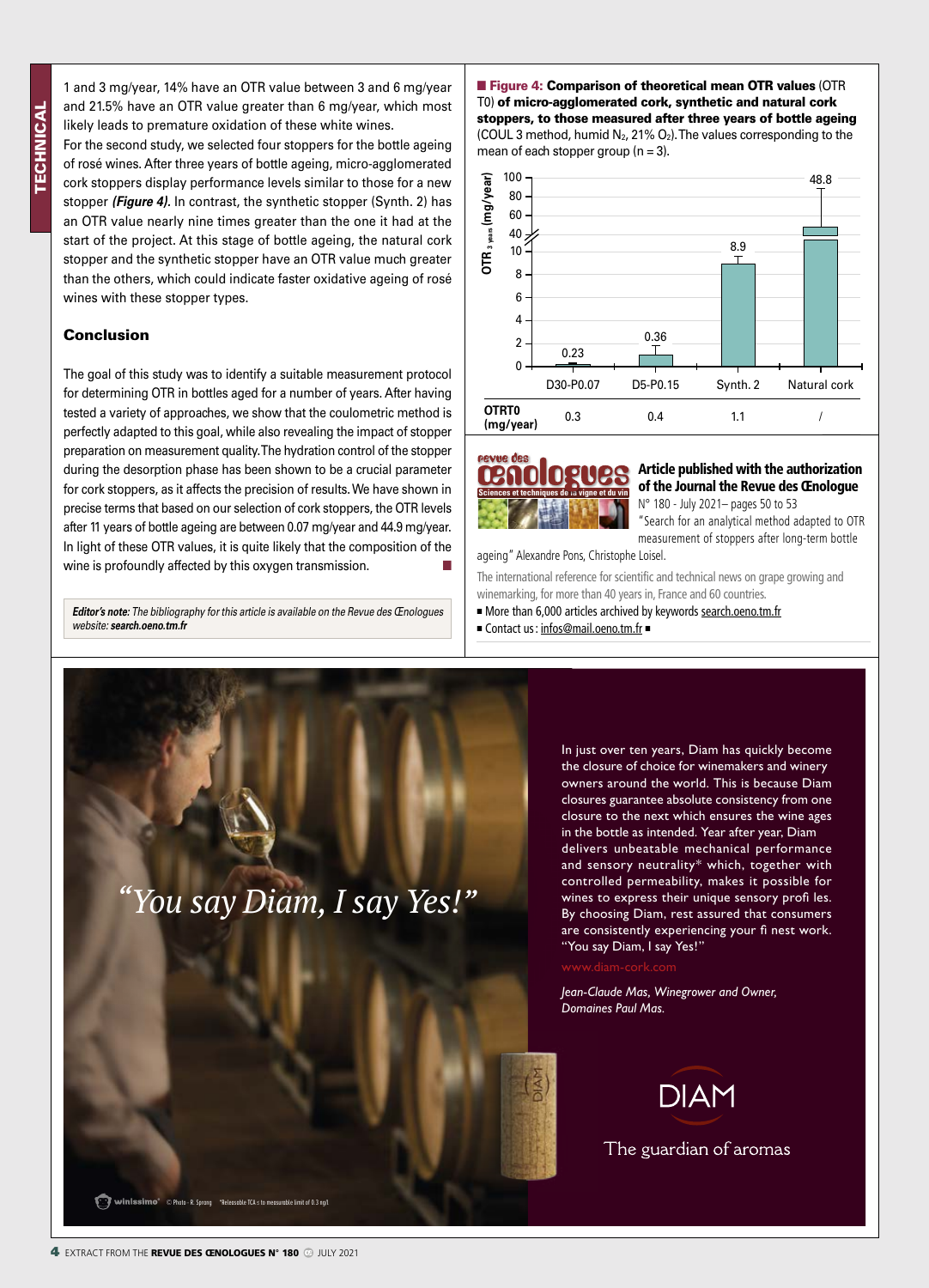1 and 3 mg/year, 14% have an OTR value between 3 and 6 mg/year and 21.5% have an OTR value greater than 6 mg/year, which most likely leads to premature oxidation of these white wines.

For the second study, we selected four stoppers for the bottle ageing of rosé wines. After three years of bottle ageing, micro-agglomerated cork stoppers display performance levels similar to those for a new stopper ***(Figure 4)***. In contrast, the synthetic stopper (Synth. 2) has an OTR value nearly nine times greater than the one it had at the start of the project. At this stage of bottle ageing, the natural cork stopper and the synthetic stopper have an OTR value much greater than the others, which could indicate faster oxidative ageing of rosé wines with these stopper types.

### Conclusion

The goal of this study was to identify a suitable measurement protocol for determining OTR in bottles aged for a number of years. After having tested a variety of approaches, we show that the coulometric method is perfectly adapted to this goal, while also revealing the impact of stopper preparation on measurement quality. The hydration control of the stopper during the desorption phase has been shown to be a crucial parameter for cork stoppers, as it affects the precision of results. We have shown in precise terms that based on our selection of cork stoppers, the OTR levels after 11 years of bottle ageing are between 0.07 mg/year and 44.9 mg/year. In light of these OTR values, it is quite likely that the composition of the wine is profoundly affected by this oxygen transmission.

***Editor's note:*** *The bibliography for this article is available on the Revue des Œnologues website:* ***search.oeno.tm.fr***

**Figure 4: Comparison of theoretical mean OTR values** (OTR T0) **of micro-agglomerated cork, synthetic and natural cork stoppers, to those measured after three years of bottle ageing** (COUL 3 method, humid $N_2$, 21% $O_2$). The values corresponding to the mean of each stopper group (n = 3).

| | D30-P0.07 | D5-P0.15 | Synth. 2 | Natural cork |
|---|---|---|---|---|
| $OTR_{3\ years}$ (mg/year) | 0.23 | 0.36 | 8.9 | 48.8 |
| OTRT0 (mg/year) | 0.3 | 0.4 | 1.1 | / |

**Article published with the authorization of the Journal the Revue des Œnologue**

N° 180 - July 2021– pages 50 to 53

"Search for an analytical method adapted to OTR measurement of stoppers after long-term bottle ageing" Alexandre Pons, Christophe Loisel.

The international reference for scientific and technical news on grape growing and winemarking, for more than 40 years in, France and 60 countries.

- More than 6,000 articles archived by keywords search.oeno.tm.fr
- Contact us : infos@mail.oeno.tm.fr

*"You say Diam, I say Yes!"*

In just over ten years, Diam has quickly become the closure of choice for winemakers and winery owners around the world. This is because Diam closures guarantee absolute consistency from one closure to the next which ensures the wine ages in the bottle as intended. Year after year, Diam delivers unbeatable mechanical performance and sensory neutrality* which, together with controlled permeability, makes it possible for wines to express their unique sensory profi les. By choosing Diam, rest assured that consumers are consistently experiencing your fi nest work. "You say Diam, I say Yes!"

www.diam-cork.com

*Jean-Claude Mas, Winegrower and Owner, Domaines Paul Mas.*

DIAM

The guardian of aromas

© Photo - R. Sprang *Releasable TCA ≤ to measurable limit of 0.3 ng/l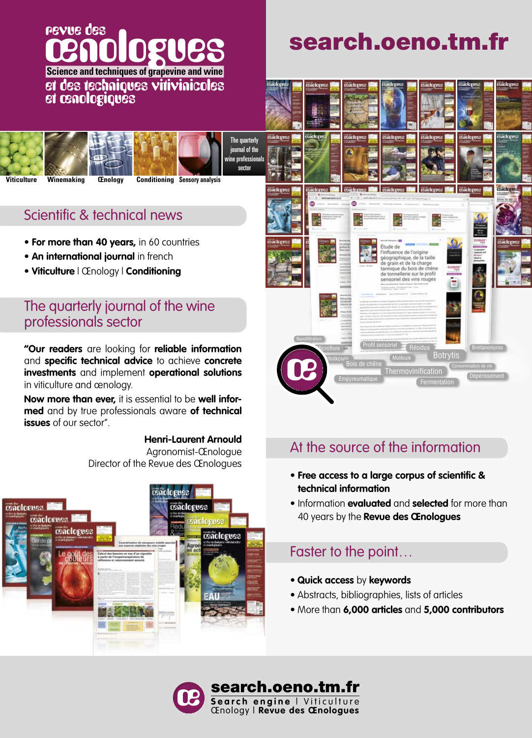# revue des œnologues

**Science and techniques of grapevine and wine**

et des techniques vitivinicoles et œnologiques

# search.oeno.tm.fr

Viticulture | Winemaking | Œnology | Conditioning | Sensory analysis

The quarterly journal of the wine professionals sector

## Scientific & technical news

- **For more than 40 years,** in 60 countries
- **An international journal** in french
- **Viticulture** | Œnology | **Conditioning**

## The quarterly journal of the wine professionals sector

**"Our readers** are looking for **reliable information** and **specific technical advice** to achieve **concrete investments** and implement **operational solutions** in viticulture and œnology.

**Now more than ever,** it is essential to be **well informed** and by true professionals aware **of technical issues** of our sector".

**Henri-Laurent Arnould**
Agronomist-Œnologue
Director of the Revue des Œnologues

## At the source of the information

- **Free access to a large corpus of scientific & technical information**
- Information **evaluated** and **selected** for more than 40 years by the **Revue des Œnologues**

## Faster to the point…

- **Quick access** by **keywords**
- Abstracts, bibliographies, lists of articles
- More than **6,000 articles** and **5,000 contributors**

**search.oeno.tm.fr**

Search engine | Viticulture
Œnology | **Revue des Œnologues**